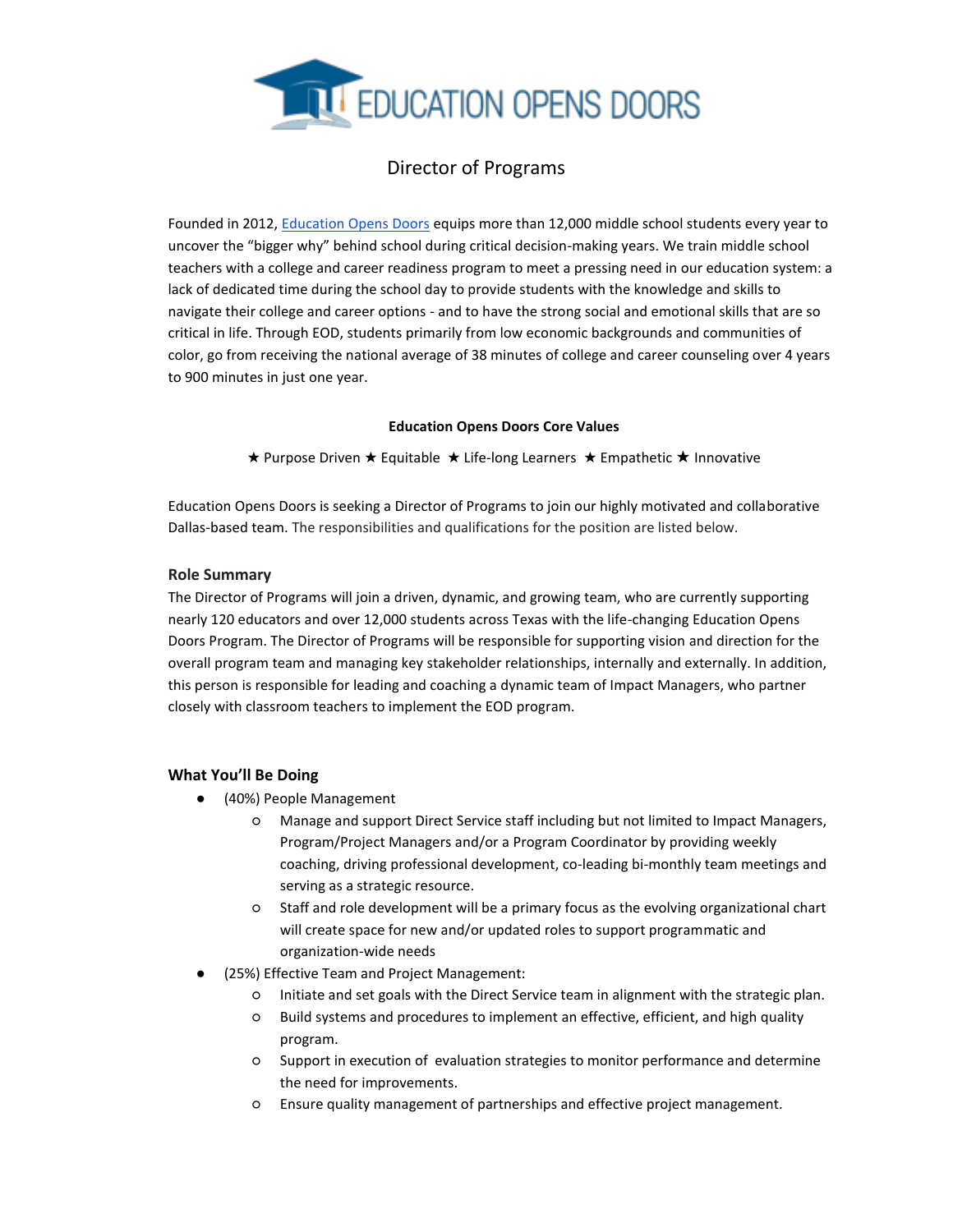EDUCATION OPENS DOORS

# Director of Programs

Founded in 2012, Education Opens Doors equips more than 12,000 middle school students every year to uncover the "bigger why" behind school during critical decision-making years. We train middle school teachers with a college and career readiness program to meet a pressing need in our education system: a lack of dedicated time during the school day to provide students with the knowledge and skills to navigate their college and career options - and to have the strong social and emotional skills that are so critical in life. Through EOD, students primarily from low economic backgrounds and communities of color, go from receiving the national average of 38 minutes of college and career counseling over 4 years to 900 minutes in just one year.

**Education Opens Doors Core Values**

★ Purpose Driven ★ Equitable ★ Life-long Learners ★ Empathetic ★ Innovative

Education Opens Doors is seeking a Director of Programs to join our highly motivated and collaborative Dallas-based team. The responsibilities and qualifications for the position are listed below.

### Role Summary

The Director of Programs will join a driven, dynamic, and growing team, who are currently supporting nearly 120 educators and over 12,000 students across Texas with the life-changing Education Opens Doors Program. The Director of Programs will be responsible for supporting vision and direction for the overall program team and managing key stakeholder relationships, internally and externally. In addition, this person is responsible for leading and coaching a dynamic team of Impact Managers, who partner closely with classroom teachers to implement the EOD program.

### What You'll Be Doing

- (40%) People Management
  - Manage and support Direct Service staff including but not limited to Impact Managers, Program/Project Managers and/or a Program Coordinator by providing weekly coaching, driving professional development, co-leading bi-monthly team meetings and serving as a strategic resource.
  - Staff and role development will be a primary focus as the evolving organizational chart will create space for new and/or updated roles to support programmatic and organization-wide needs
- (25%) Effective Team and Project Management:
  - Initiate and set goals with the Direct Service team in alignment with the strategic plan.
  - Build systems and procedures to implement an effective, efficient, and high quality program.
  - Support in execution of evaluation strategies to monitor performance and determine the need for improvements.
  - Ensure quality management of partnerships and effective project management.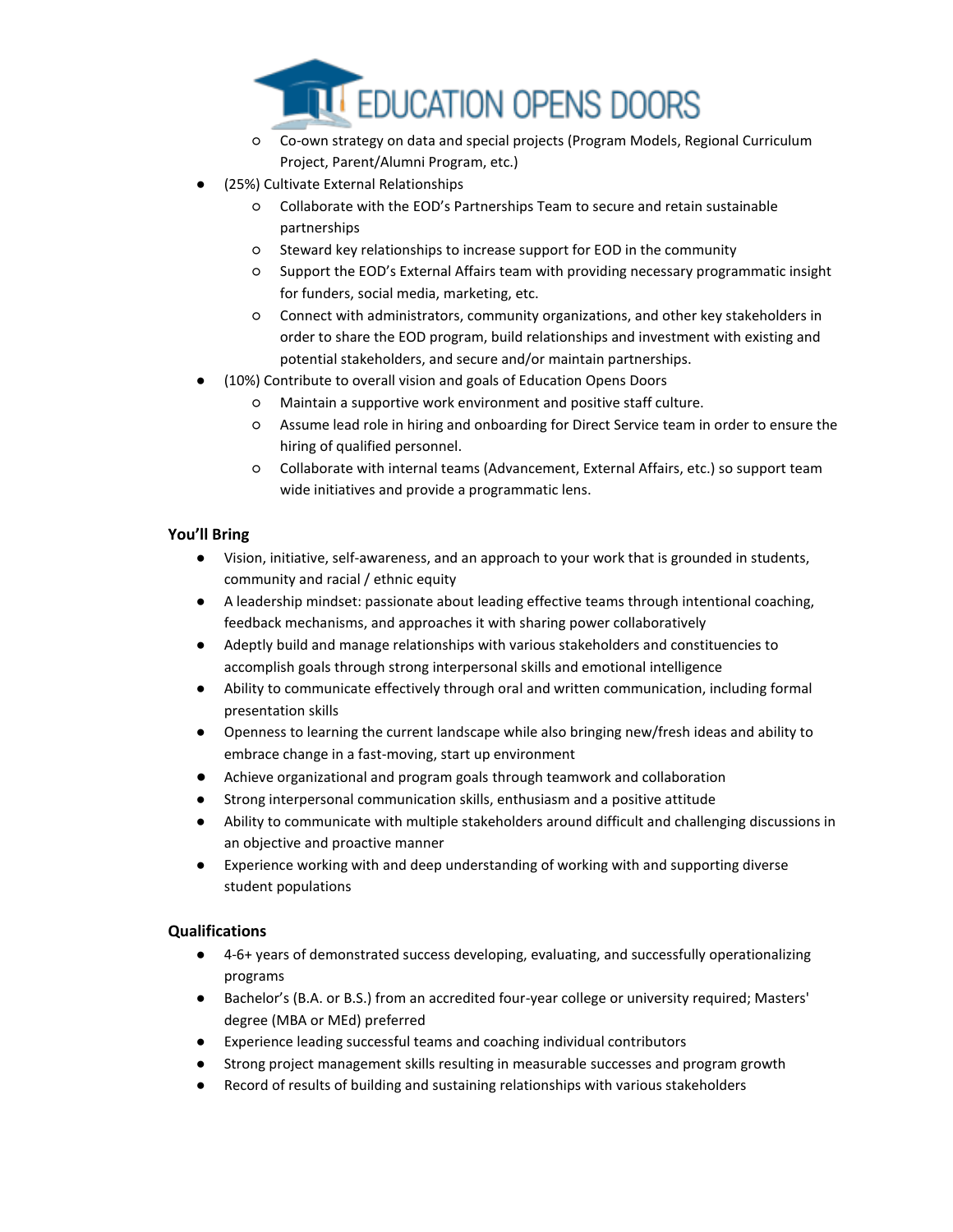- Co-own strategy on data and special projects (Program Models, Regional Curriculum Project, Parent/Alumni Program, etc.)
- (25%) Cultivate External Relationships
    - Collaborate with the EOD's Partnerships Team to secure and retain sustainable partnerships
    - Steward key relationships to increase support for EOD in the community
    - Support the EOD's External Affairs team with providing necessary programmatic insight for funders, social media, marketing, etc.
    - Connect with administrators, community organizations, and other key stakeholders in order to share the EOD program, build relationships and investment with existing and potential stakeholders, and secure and/or maintain partnerships.
- (10%) Contribute to overall vision and goals of Education Opens Doors
    - Maintain a supportive work environment and positive staff culture.
    - Assume lead role in hiring and onboarding for Direct Service team in order to ensure the hiring of qualified personnel.
    - Collaborate with internal teams (Advancement, External Affairs, etc.) so support team wide initiatives and provide a programmatic lens.

**You'll Bring**

- Vision, initiative, self-awareness, and an approach to your work that is grounded in students, community and racial / ethnic equity
- A leadership mindset: passionate about leading effective teams through intentional coaching, feedback mechanisms, and approaches it with sharing power collaboratively
- Adeptly build and manage relationships with various stakeholders and constituencies to accomplish goals through strong interpersonal skills and emotional intelligence
- Ability to communicate effectively through oral and written communication, including formal presentation skills
- Openness to learning the current landscape while also bringing new/fresh ideas and ability to embrace change in a fast-moving, start up environment
- Achieve organizational and program goals through teamwork and collaboration
- Strong interpersonal communication skills, enthusiasm and a positive attitude
- Ability to communicate with multiple stakeholders around difficult and challenging discussions in an objective and proactive manner
- Experience working with and deep understanding of working with and supporting diverse student populations

**Qualifications**

- 4-6+ years of demonstrated success developing, evaluating, and successfully operationalizing programs
- Bachelor's (B.A. or B.S.) from an accredited four-year college or university required; Masters' degree (MBA or MEd) preferred
- Experience leading successful teams and coaching individual contributors
- Strong project management skills resulting in measurable successes and program growth
- Record of results of building and sustaining relationships with various stakeholders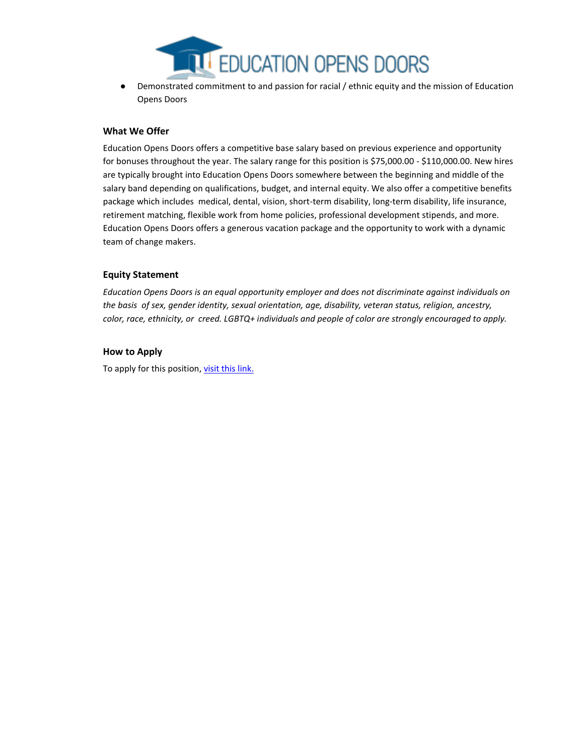- Demonstrated commitment to and passion for racial / ethnic equity and the mission of Education Opens Doors

### What We Offer

Education Opens Doors offers a competitive base salary based on previous experience and opportunity for bonuses throughout the year. The salary range for this position is $75,000.00 - $110,000.00. New hires are typically brought into Education Opens Doors somewhere between the beginning and middle of the salary band depending on qualifications, budget, and internal equity. We also offer a competitive benefits package which includes medical, dental, vision, short-term disability, long-term disability, life insurance, retirement matching, flexible work from home policies, professional development stipends, and more. Education Opens Doors offers a generous vacation package and the opportunity to work with a dynamic team of change makers.

### Equity Statement

*Education Opens Doors is an equal opportunity employer and does not discriminate against individuals on the basis of sex, gender identity, sexual orientation, age, disability, veteran status, religion, ancestry, color, race, ethnicity, or creed. LGBTQ+ individuals and people of color are strongly encouraged to apply.*

### How to Apply

To apply for this position, visit this link.